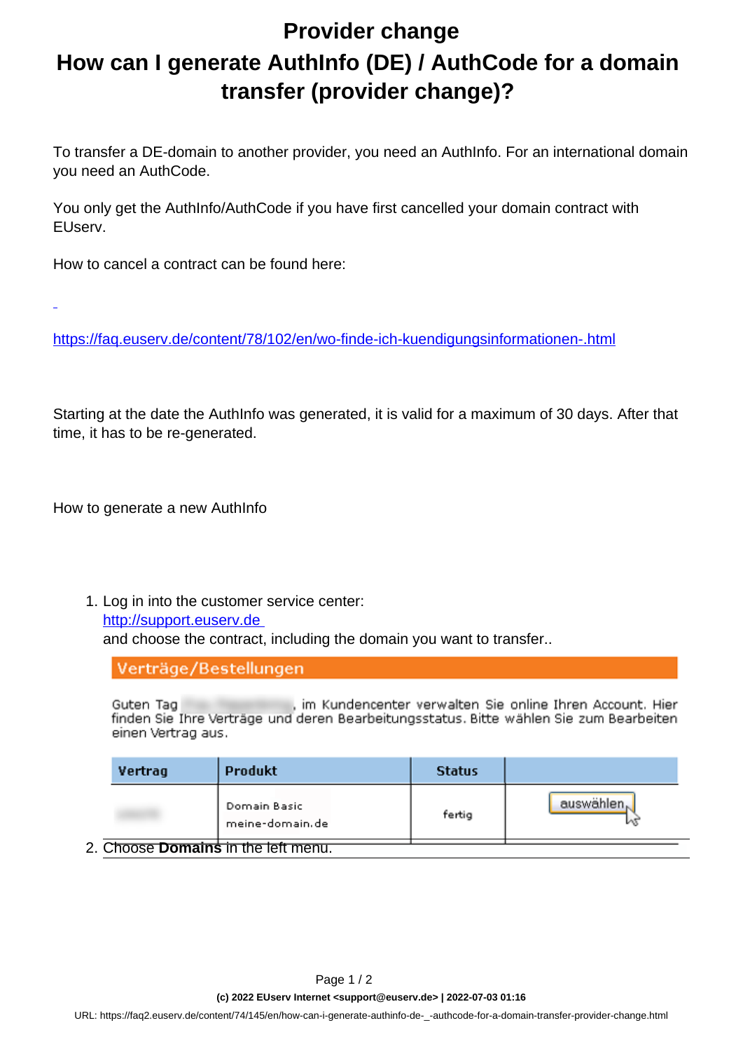# Provider change

## How can I generate AuthInfo (DE) / AuthCode for a domain transfer (provider change)?

To transfer a DE-domain to another provider, you need an AuthInfo. For an international domain you need an AuthCode.

You only get the AuthInfo/AuthCode if you have first cancelled your domain contract with EUserv.

How to cancel a contract can be found here:

https://faq.euserv.de/content/78/102/en/wo-finde-ich-kuendigungsinformationen-.html

Starting at the date the AuthInfo was generated, it is valid for a maximum of 30 days. After that time, it has to be re-generated.

How to generate a new AuthInfo

1. Log in into the customer service center:
   http://support.euserv.de
   and choose the contract, including the domain you want to transfer..

   **Verträge/Bestellungen**

   Guten Tag, im Kundencenter verwalten Sie online Ihren Account. Hier finden Sie Ihre Verträge und deren Bearbeitungsstatus. Bitte wählen Sie zum Bearbeiten einen Vertrag aus.

   | Vertrag | Produkt | Status | |
   |---|---|---|---|
   | | Domain Basic meine-domain.de | fertig | auswählen |

2. Choose **Domains** in the left menu.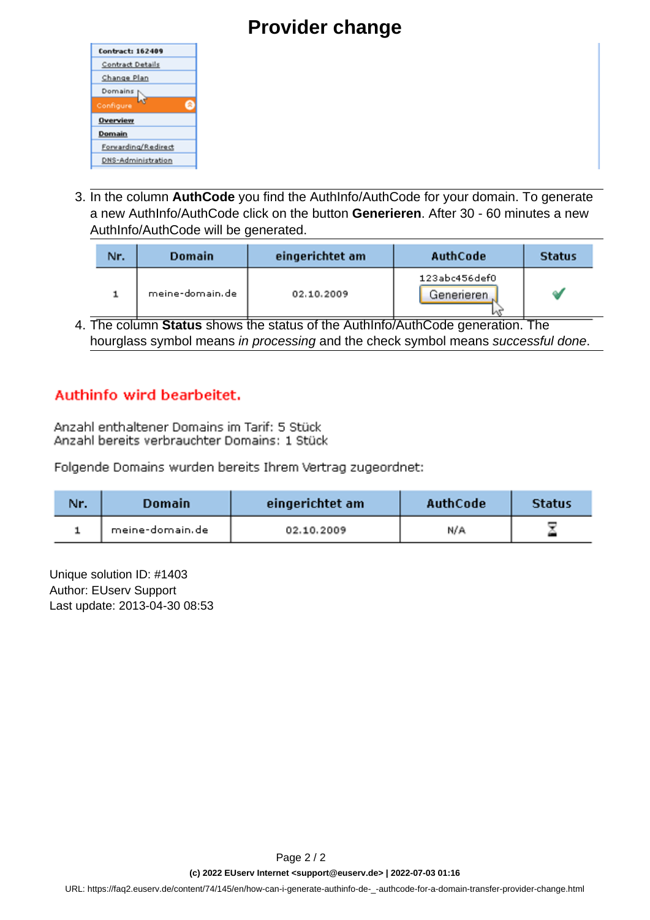# Provider change

Contract: 162409
Contract Details
Change Plan
Domains
Configure
Overview
Domain
Forwarding/Redirect
DNS-Administration

3. In the column **AuthCode** you find the AuthInfo/AuthCode for your domain. To generate a new AuthInfo/AuthCode click on the button **Generieren**. After 30 - 60 minutes a new AuthInfo/AuthCode will be generated.

| Nr. | Domain | eingerichtet am | AuthCode | Status |
| --- | --- | --- | --- | --- |
| 1 | meine-domain.de | 02.10.2009 | 123abc456def0 Generieren | ✔ |

4. The column **Status** shows the status of the AuthInfo/AuthCode generation. The hourglass symbol means *in processing* and the check symbol means *successful done*.

Authinfo wird bearbeitet.

Anzahl enthaltener Domains im Tarif: 5 Stück
Anzahl bereits verbrauchter Domains: 1 Stück

Folgende Domains wurden bereits Ihrem Vertrag zugeordnet:

| Nr. | Domain | eingerichtet am | AuthCode | Status |
| --- | --- | --- | --- | --- |
| 1 | meine-domain.de | 02.10.2009 | N/A | ⌛ |

Unique solution ID: #1403
Author: EUserv Support
Last update: 2013-04-30 08:53